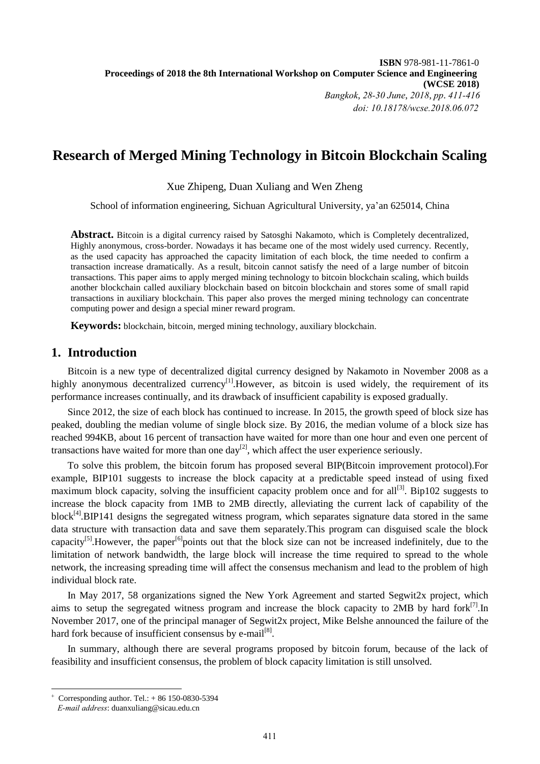ISBN 978-981-11-7861-0
**Proceedings of 2018 the 8th International Workshop on Computer Science and Engineering (WCSE 2018)**
*Bangkok, 28-30 June, 2018, pp. 411-416*
*doi: 10.18178/wcse.2018.06.072*

# Research of Merged Mining Technology in Bitcoin Blockchain Scaling

Xue Zhipeng, Duan Xuliang and Wen Zheng

School of information engineering, Sichuan Agricultural University, ya'an 625014, China

**Abstract.** Bitcoin is a digital currency raised by Satosghi Nakamoto, which is Completely decentralized, Highly anonymous, cross-border. Nowadays it has became one of the most widely used currency. Recently, as the used capacity has approached the capacity limitation of each block, the time needed to confirm a transaction increase dramatically. As a result, bitcoin cannot satisfy the need of a large number of bitcoin transactions. This paper aims to apply merged mining technology to bitcoin blockchain scaling, which builds another blockchain called auxiliary blockchain based on bitcoin blockchain and stores some of small rapid transactions in auxiliary blockchain. This paper also proves the merged mining technology can concentrate computing power and design a special miner reward program.

**Keywords:** blockchain, bitcoin, merged mining technology, auxiliary blockchain.

## 1. Introduction

Bitcoin is a new type of decentralized digital currency designed by Nakamoto in November 2008 as a highly anonymous decentralized currency[1].However, as bitcoin is used widely, the requirement of its performance increases continually, and its drawback of insufficient capability is exposed gradually.

Since 2012, the size of each block has continued to increase. In 2015, the growth speed of block size has peaked, doubling the median volume of single block size. By 2016, the median volume of a block size has reached 994KB, about 16 percent of transaction have waited for more than one hour and even one percent of transactions have waited for more than one day[2], which affect the user experience seriously.

To solve this problem, the bitcoin forum has proposed several BIP(Bitcoin improvement protocol).For example, BIP101 suggests to increase the block capacity at a predictable speed instead of using fixed maximum block capacity, solving the insufficient capacity problem once and for all[3]. Bip102 suggests to increase the block capacity from 1MB to 2MB directly, alleviating the current lack of capability of the block[4].BIP141 designs the segregated witness program, which separates signature data stored in the same data structure with transaction data and save them separately.This program can disguised scale the block capacity[5].However, the paper[6]points out that the block size can not be increased indefinitely, due to the limitation of network bandwidth, the large block will increase the time required to spread to the whole network, the increasing spreading time will affect the consensus mechanism and lead to the problem of high individual block rate.

In May 2017, 58 organizations signed the New York Agreement and started Segwit2x project, which aims to setup the segregated witness program and increase the block capacity to 2MB by hard fork[7].In November 2017, one of the principal manager of Segwit2x project, Mike Belshe announced the failure of the hard fork because of insufficient consensus by e-mail[8].

In summary, although there are several programs proposed by bitcoin forum, because of the lack of feasibility and insufficient consensus, the problem of block capacity limitation is still unsolved.

+ Corresponding author. Tel.: + 86 150-0830-5394
*E-mail address*: duanxuliang@sicau.edu.cn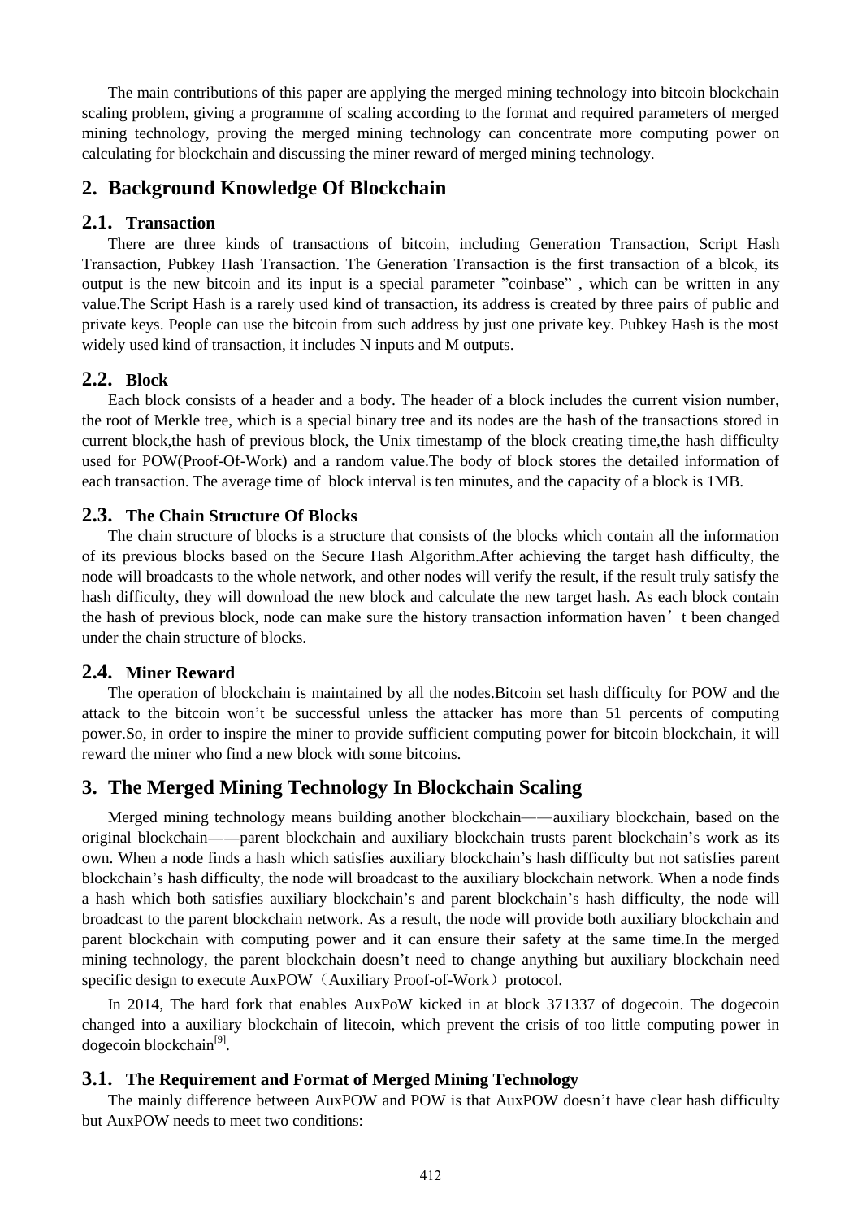The main contributions of this paper are applying the merged mining technology into bitcoin blockchain scaling problem, giving a programme of scaling according to the format and required parameters of merged mining technology, proving the merged mining technology can concentrate more computing power on calculating for blockchain and discussing the miner reward of merged mining technology.

## 2. Background Knowledge Of Blockchain

### 2.1. Transaction

There are three kinds of transactions of bitcoin, including Generation Transaction, Script Hash Transaction, Pubkey Hash Transaction. The Generation Transaction is the first transaction of a blcok, its output is the new bitcoin and its input is a special parameter "coinbase" , which can be written in any value.The Script Hash is a rarely used kind of transaction, its address is created by three pairs of public and private keys. People can use the bitcoin from such address by just one private key. Pubkey Hash is the most widely used kind of transaction, it includes N inputs and M outputs.

### 2.2. Block

Each block consists of a header and a body. The header of a block includes the current vision number, the root of Merkle tree, which is a special binary tree and its nodes are the hash of the transactions stored in current block,the hash of previous block, the Unix timestamp of the block creating time,the hash difficulty used for POW(Proof-Of-Work) and a random value.The body of block stores the detailed information of each transaction. The average time of block interval is ten minutes, and the capacity of a block is 1MB.

### 2.3. The Chain Structure Of Blocks

The chain structure of blocks is a structure that consists of the blocks which contain all the information of its previous blocks based on the Secure Hash Algorithm.After achieving the target hash difficulty, the node will broadcasts to the whole network, and other nodes will verify the result, if the result truly satisfy the hash difficulty, they will download the new block and calculate the new target hash. As each block contain the hash of previous block, node can make sure the history transaction information haven't been changed under the chain structure of blocks.

### 2.4. Miner Reward

The operation of blockchain is maintained by all the nodes.Bitcoin set hash difficulty for POW and the attack to the bitcoin won't be successful unless the attacker has more than 51 percents of computing power.So, in order to inspire the miner to provide sufficient computing power for bitcoin blockchain, it will reward the miner who find a new block with some bitcoins.

## 3. The Merged Mining Technology In Blockchain Scaling

Merged mining technology means building another blockchain——auxiliary blockchain, based on the original blockchain——parent blockchain and auxiliary blockchain trusts parent blockchain's work as its own. When a node finds a hash which satisfies auxiliary blockchain's hash difficulty but not satisfies parent blockchain's hash difficulty, the node will broadcast to the auxiliary blockchain network. When a node finds a hash which both satisfies auxiliary blockchain's and parent blockchain's hash difficulty, the node will broadcast to the parent blockchain network. As a result, the node will provide both auxiliary blockchain and parent blockchain with computing power and it can ensure their safety at the same time.In the merged mining technology, the parent blockchain doesn't need to change anything but auxiliary blockchain need specific design to execute AuxPOW（Auxiliary Proof-of-Work）protocol.

In 2014, The hard fork that enables AuxPoW kicked in at block 371337 of dogecoin. The dogecoin changed into a auxiliary blockchain of litecoin, which prevent the crisis of too little computing power in dogecoin blockchain[9].

### 3.1. The Requirement and Format of Merged Mining Technology

The mainly difference between AuxPOW and POW is that AuxPOW doesn't have clear hash difficulty but AuxPOW needs to meet two conditions: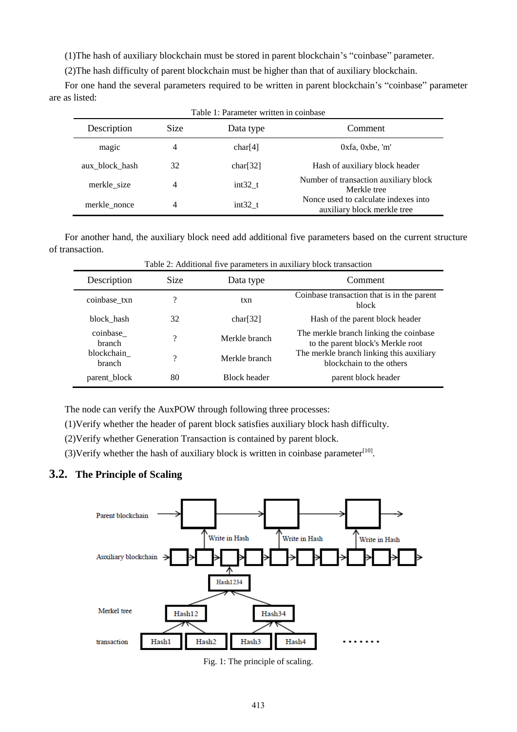(1)The hash of auxiliary blockchain must be stored in parent blockchain's "coinbase" parameter.

(2)The hash difficulty of parent blockchain must be higher than that of auxiliary blockchain.

For one hand the several parameters required to be written in parent blockchain's "coinbase" parameter are as listed:

Table 1: Parameter written in coinbase

| Description | Size | Data type | Comment |
|---|---|---|---|
| magic | 4 | char[4] | 0xfa, 0xbe, 'm' |
| aux_block_hash | 32 | char[32] | Hash of auxiliary block header |
| merkle_size | 4 | int32_t | Number of transaction auxiliary block Merkle tree |
| merkle_nonce | 4 | int32_t | Nonce used to calculate indexes into auxiliary block merkle tree |

For another hand, the auxiliary block need add additional five parameters based on the current structure of transaction.

Table 2: Additional five parameters in auxiliary block transaction

| Description | Size | Data type | Comment |
|---|---|---|---|
| coinbase_txn | ? | txn | Coinbase transaction that is in the parent block |
| block_hash | 32 | char[32] | Hash of the parent block header |
| coinbase_ branch | ? | Merkle branch | The merkle branch linking the coinbase to the parent block's Merkle root |
| blockchain_ branch | ? | Merkle branch | The merkle branch linking this auxiliary blockchain to the others |
| parent_block | 80 | Block header | parent block header |

The node can verify the AuxPOW through following three processes:

(1)Verify whether the header of parent block satisfies auxiliary block hash difficulty.

(2)Verify whether Generation Transaction is contained by parent block.

(3)Verify whether the hash of auxiliary block is written in coinbase parameter[10].

## 3.2. The Principle of Scaling

Fig. 1: The principle of scaling.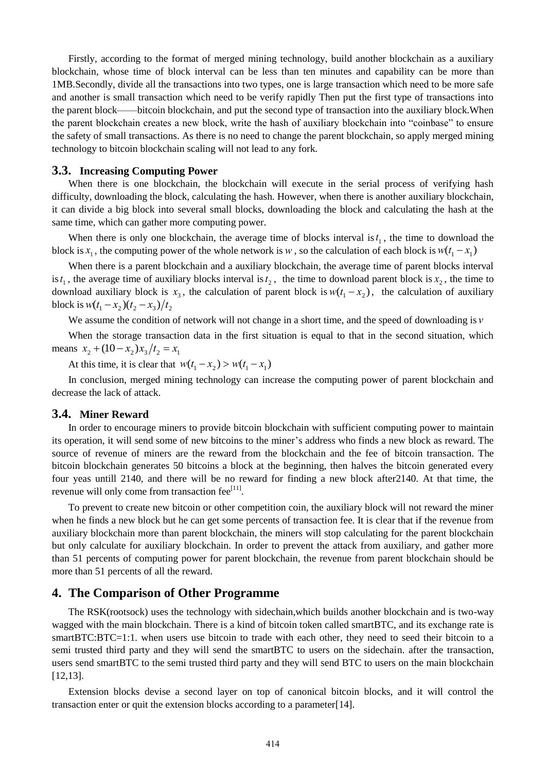Firstly, according to the format of merged mining technology, build another blockchain as a auxiliary blockchain, whose time of block interval can be less than ten minutes and capability can be more than 1MB.Secondly, divide all the transactions into two types, one is large transaction which need to be more safe and another is small transaction which need to be verify rapidly Then put the first type of transactions into the parent block——bitcoin blockchain, and put the second type of transaction into the auxiliary block.When the parent blockchain creates a new block, write the hash of auxiliary blockchain into "coinbase" to ensure the safety of small transactions. As there is no need to change the parent blockchain, so apply merged mining technology to bitcoin blockchain scaling will not lead to any fork.

### 3.3. Increasing Computing Power

When there is one blockchain, the blockchain will execute in the serial process of verifying hash difficulty, downloading the block, calculating the hash. However, when there is another auxiliary blockchain, it can divide a big block into several small blocks, downloading the block and calculating the hash at the same time, which can gather more computing power.

When there is only one blockchain, the average time of blocks interval is $t_1$, the time to download the block is $x_1$, the computing power of the whole network is $w$, so the calculation of each block is $w(t_1 - x_1)$

When there is a parent blockchain and a auxiliary blockchain, the average time of parent blocks interval is $t_1$, the average time of auxiliary blocks interval is $t_2$, the time to download parent block is $x_2$, the time to download auxiliary block is $x_3$, the calculation of parent block is $w(t_1 - x_2)$, the calculation of auxiliary block is $w(t_1 - x_2)(t_2 - x_3)/t_2$

We assume the condition of network will not change in a short time, and the speed of downloading is $v$

When the storage transaction data in the first situation is equal to that in the second situation, which means $x_2 + (10 - x_2)x_3/t_2 = x_1$

At this time, it is clear that $w(t_1 - x_2) > w(t_1 - x_1)$

In conclusion, merged mining technology can increase the computing power of parent blockchain and decrease the lack of attack.

### 3.4. Miner Reward

In order to encourage miners to provide bitcoin blockchain with sufficient computing power to maintain its operation, it will send some of new bitcoins to the miner's address who finds a new block as reward. The source of revenue of miners are the reward from the blockchain and the fee of bitcoin transaction. The bitcoin blockchain generates 50 bitcoins a block at the beginning, then halves the bitcoin generated every four yeas untill 2140, and there will be no reward for finding a new block after2140. At that time, the revenue will only come from transaction fee[11].

To prevent to create new bitcoin or other competition coin, the auxiliary block will not reward the miner when he finds a new block but he can get some percents of transaction fee. It is clear that if the revenue from auxiliary blockchain more than parent blockchain, the miners will stop calculating for the parent blockchain but only calculate for auxiliary blockchain. In order to prevent the attack from auxiliary, and gather more than 51 percents of computing power for parent blockchain, the revenue from parent blockchain should be more than 51 percents of all the reward.

## 4. The Comparison of Other Programme

The RSK(rootsock) uses the technology with sidechain,which builds another blockchain and is two-way wagged with the main blockchain. There is a kind of bitcoin token called smartBTC, and its exchange rate is smartBTC:BTC=1:1. when users use bitcoin to trade with each other, they need to seed their bitcoin to a semi trusted third party and they will send the smartBTC to users on the sidechain. after the transaction, users send smartBTC to the semi trusted third party and they will send BTC to users on the main blockchain [12,13].

Extension blocks devise a second layer on top of canonical bitcoin blocks, and it will control the transaction enter or quit the extension blocks according to a parameter[14].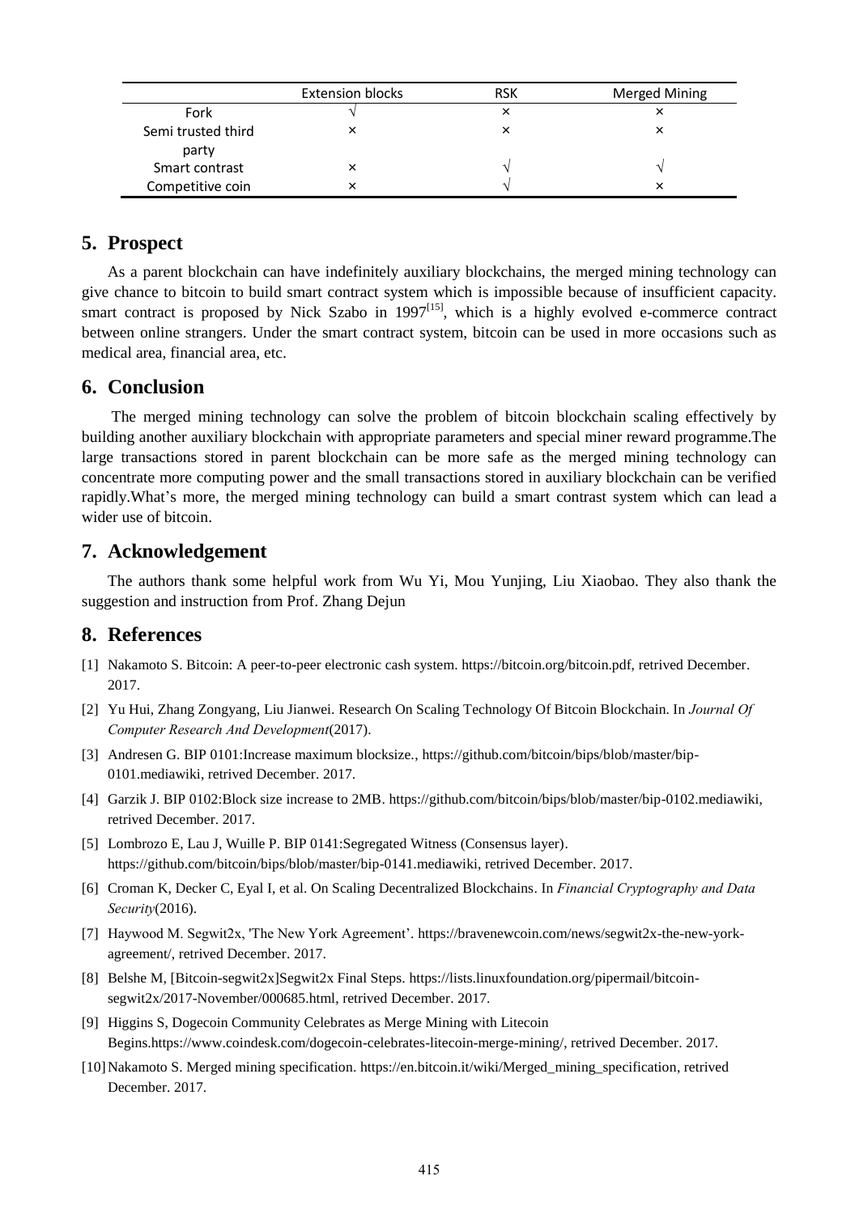| | Extension blocks | RSK | Merged Mining |
|---|---|---|---|
| Fork | √ | × | × |
| Semi trusted third party | × | × | × |
| Smart contrast | × | √ | √ |
| Competitive coin | × | √ | × |

## 5. Prospect

As a parent blockchain can have indefinitely auxiliary blockchains, the merged mining technology can give chance to bitcoin to build smart contract system which is impossible because of insufficient capacity. smart contract is proposed by Nick Szabo in 1997[15], which is a highly evolved e-commerce contract between online strangers. Under the smart contract system, bitcoin can be used in more occasions such as medical area, financial area, etc.

## 6. Conclusion

The merged mining technology can solve the problem of bitcoin blockchain scaling effectively by building another auxiliary blockchain with appropriate parameters and special miner reward programme.The large transactions stored in parent blockchain can be more safe as the merged mining technology can concentrate more computing power and the small transactions stored in auxiliary blockchain can be verified rapidly.What's more, the merged mining technology can build a smart contrast system which can lead a wider use of bitcoin.

## 7. Acknowledgement

The authors thank some helpful work from Wu Yi, Mou Yunjing, Liu Xiaobao. They also thank the suggestion and instruction from Prof. Zhang Dejun

## 8. References

[1] Nakamoto S. Bitcoin: A peer-to-peer electronic cash system. https://bitcoin.org/bitcoin.pdf, retrived December. 2017.

[2] Yu Hui, Zhang Zongyang, Liu Jianwei. Research On Scaling Technology Of Bitcoin Blockchain. In *Journal Of Computer Research And Development*(2017).

[3] Andresen G. BIP 0101:Increase maximum blocksize., https://github.com/bitcoin/bips/blob/master/bip-0101.mediawiki, retrived December. 2017.

[4] Garzik J. BIP 0102:Block size increase to 2MB. https://github.com/bitcoin/bips/blob/master/bip-0102.mediawiki, retrived December. 2017.

[5] Lombrozo E, Lau J, Wuille P. BIP 0141:Segregated Witness (Consensus layer). https://github.com/bitcoin/bips/blob/master/bip-0141.mediawiki, retrived December. 2017.

[6] Croman K, Decker C, Eyal I, et al. On Scaling Decentralized Blockchains. In *Financial Cryptography and Data Security*(2016).

[7] Haywood M. Segwit2x, 'The New York Agreement'. https://bravenewcoin.com/news/segwit2x-the-new-york-agreement/, retrived December. 2017.

[8] Belshe M, [Bitcoin-segwit2x]Segwit2x Final Steps. https://lists.linuxfoundation.org/pipermail/bitcoin-segwit2x/2017-November/000685.html, retrived December. 2017.

[9] Higgins S, Dogecoin Community Celebrates as Merge Mining with Litecoin Begins.https://www.coindesk.com/dogecoin-celebrates-litecoin-merge-mining/, retrived December. 2017.

[10] Nakamoto S. Merged mining specification. https://en.bitcoin.it/wiki/Merged_mining_specification, retrived December. 2017.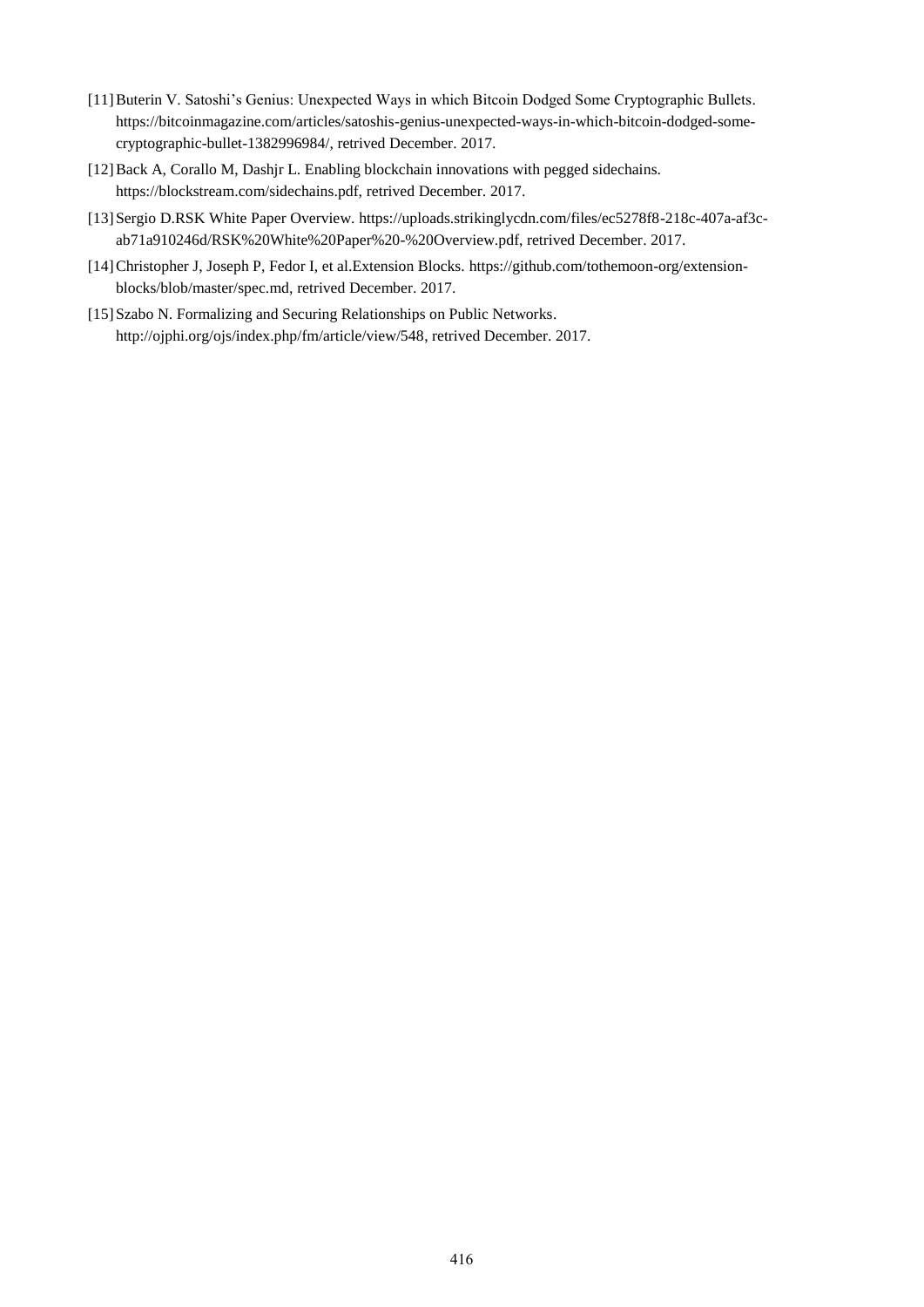[11] Buterin V. Satoshi's Genius: Unexpected Ways in which Bitcoin Dodged Some Cryptographic Bullets. https://bitcoinmagazine.com/articles/satoshis-genius-unexpected-ways-in-which-bitcoin-dodged-some-cryptographic-bullet-1382996984/, retrived December. 2017.

[12] Back A, Corallo M, Dashjr L. Enabling blockchain innovations with pegged sidechains. https://blockstream.com/sidechains.pdf, retrived December. 2017.

[13] Sergio D.RSK White Paper Overview. https://uploads.strikinglycdn.com/files/ec5278f8-218c-407a-af3c-ab71a910246d/RSK%20White%20Paper%20-%20Overview.pdf, retrived December. 2017.

[14] Christopher J, Joseph P, Fedor I, et al.Extension Blocks. https://github.com/tothemoon-org/extension-blocks/blob/master/spec.md, retrived December. 2017.

[15] Szabo N. Formalizing and Securing Relationships on Public Networks. http://ojphi.org/ojs/index.php/fm/article/view/548, retrived December. 2017.